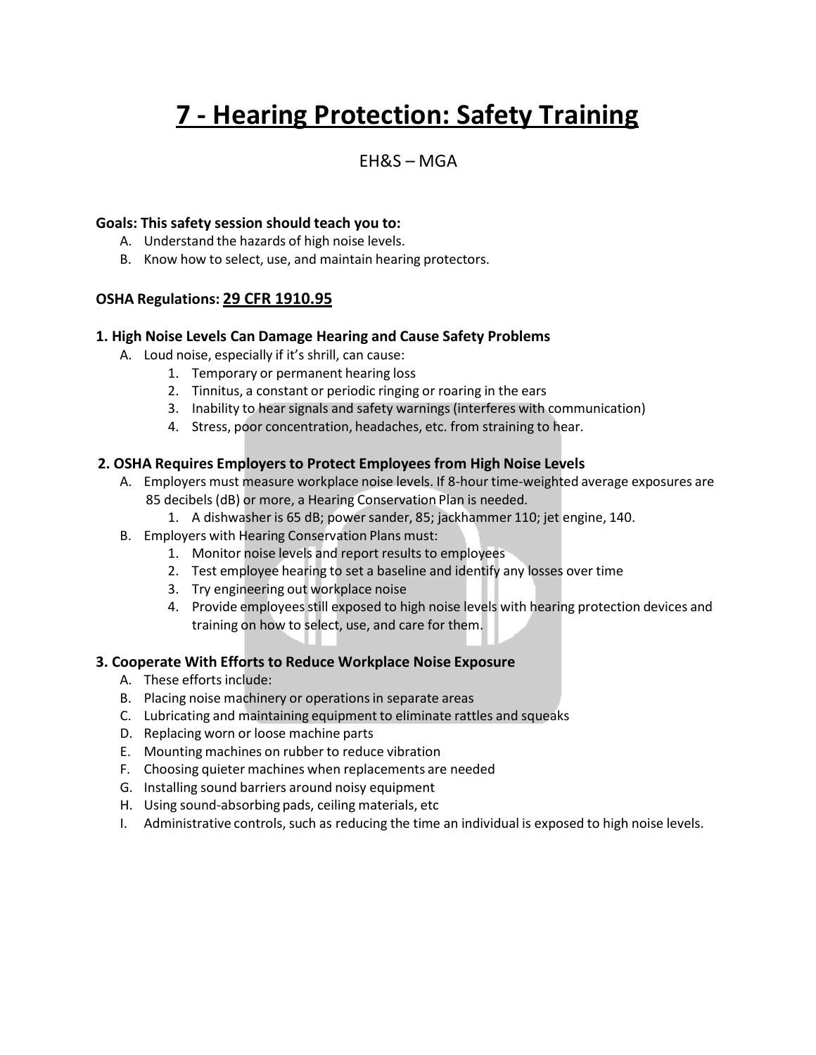# 7 - Hearing Protection: Safety Training

EH&S – MGA

**Goals: This safety session should teach you to:**

A. Understand the hazards of high noise levels.
B. Know how to select, use, and maintain hearing protectors.

**OSHA Regulations: 29 CFR 1910.95**

### 1. High Noise Levels Can Damage Hearing and Cause Safety Problems

A. Loud noise, especially if it's shrill, can cause:
   1. Temporary or permanent hearing loss
   2. Tinnitus, a constant or periodic ringing or roaring in the ears
   3. Inability to hear signals and safety warnings (interferes with communication)
   4. Stress, poor concentration, headaches, etc. from straining to hear.

### 2. OSHA Requires Employers to Protect Employees from High Noise Levels

A. Employers must measure workplace noise levels. If 8-hour time-weighted average exposures are 85 decibels (dB) or more, a Hearing Conservation Plan is needed.
   1. A dishwasher is 65 dB; power sander, 85; jackhammer 110; jet engine, 140.

B. Employers with Hearing Conservation Plans must:
   1. Monitor noise levels and report results to employees
   2. Test employee hearing to set a baseline and identify any losses over time
   3. Try engineering out workplace noise
   4. Provide employees still exposed to high noise levels with hearing protection devices and training on how to select, use, and care for them.

### 3. Cooperate With Efforts to Reduce Workplace Noise Exposure

A. These efforts include:
B. Placing noise machinery or operations in separate areas
C. Lubricating and maintaining equipment to eliminate rattles and squeaks
D. Replacing worn or loose machine parts
E. Mounting machines on rubber to reduce vibration
F. Choosing quieter machines when replacements are needed
G. Installing sound barriers around noisy equipment
H. Using sound-absorbing pads, ceiling materials, etc
I. Administrative controls, such as reducing the time an individual is exposed to high noise levels.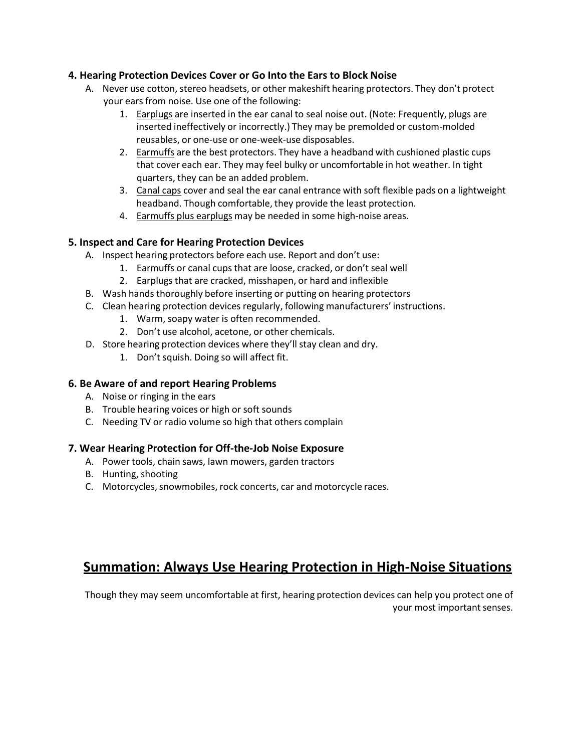### 4. Hearing Protection Devices Cover or Go Into the Ears to Block Noise

A. Never use cotton, stereo headsets, or other makeshift hearing protectors. They don't protect your ears from noise. Use one of the following:
   1. Earplugs are inserted in the ear canal to seal noise out. (Note: Frequently, plugs are inserted ineffectively or incorrectly.) They may be premolded or custom-molded reusables, or one-use or one-week-use disposables.
   2. Earmuffs are the best protectors. They have a headband with cushioned plastic cups that cover each ear. They may feel bulky or uncomfortable in hot weather. In tight quarters, they can be an added problem.
   3. Canal caps cover and seal the ear canal entrance with soft flexible pads on a lightweight headband. Though comfortable, they provide the least protection.
   4. Earmuffs plus earplugs may be needed in some high-noise areas.

### 5. Inspect and Care for Hearing Protection Devices

A. Inspect hearing protectors before each use. Report and don't use:
   1. Earmuffs or canal cups that are loose, cracked, or don't seal well
   2. Earplugs that are cracked, misshapen, or hard and inflexible

B. Wash hands thoroughly before inserting or putting on hearing protectors

C. Clean hearing protection devices regularly, following manufacturers' instructions.
   1. Warm, soapy water is often recommended.
   2. Don't use alcohol, acetone, or other chemicals.

D. Store hearing protection devices where they'll stay clean and dry.
   1. Don't squish. Doing so will affect fit.

### 6. Be Aware of and report Hearing Problems

A. Noise or ringing in the ears

B. Trouble hearing voices or high or soft sounds

C. Needing TV or radio volume so high that others complain

### 7. Wear Hearing Protection for Off-the-Job Noise Exposure

A. Power tools, chain saws, lawn mowers, garden tractors

B. Hunting, shooting

C. Motorcycles, snowmobiles, rock concerts, car and motorcycle races.

## Summation: Always Use Hearing Protection in High-Noise Situations

Though they may seem uncomfortable at first, hearing protection devices can help you protect one of your most important senses.